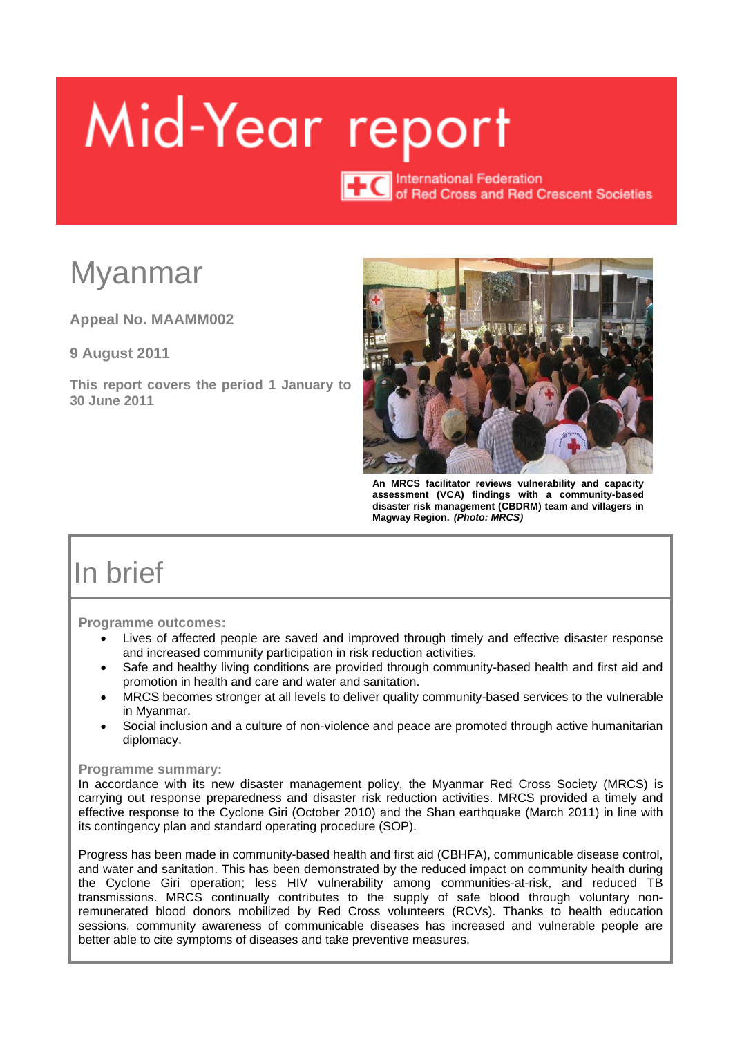# Mid-Year report

International Federation of Red Cross and Red Crescent Societies

# Myanmar

**Appeal No. MAAMM002**

**9 August 2011**

**This report covers the period 1 January to 30 June 2011**

**An MRCS facilitator reviews vulnerability and capacity assessment (VCA) findings with a community-based disaster risk management (CBDRM) team and villagers in Magway Region.** ***(Photo: MRCS)***

## In brief

**Programme outcomes:**

- Lives of affected people are saved and improved through timely and effective disaster response and increased community participation in risk reduction activities.
- Safe and healthy living conditions are provided through community-based health and first aid and promotion in health and care and water and sanitation.
- MRCS becomes stronger at all levels to deliver quality community-based services to the vulnerable in Myanmar.
- Social inclusion and a culture of non-violence and peace are promoted through active humanitarian diplomacy.

**Programme summary:**

In accordance with its new disaster management policy, the Myanmar Red Cross Society (MRCS) is carrying out response preparedness and disaster risk reduction activities. MRCS provided a timely and effective response to the Cyclone Giri (October 2010) and the Shan earthquake (March 2011) in line with its contingency plan and standard operating procedure (SOP).

Progress has been made in community-based health and first aid (CBHFA), communicable disease control, and water and sanitation. This has been demonstrated by the reduced impact on community health during the Cyclone Giri operation; less HIV vulnerability among communities-at-risk, and reduced TB transmissions. MRCS continually contributes to the supply of safe blood through voluntary non-remunerated blood donors mobilized by Red Cross volunteers (RCVs). Thanks to health education sessions, community awareness of communicable diseases has increased and vulnerable people are better able to cite symptoms of diseases and take preventive measures.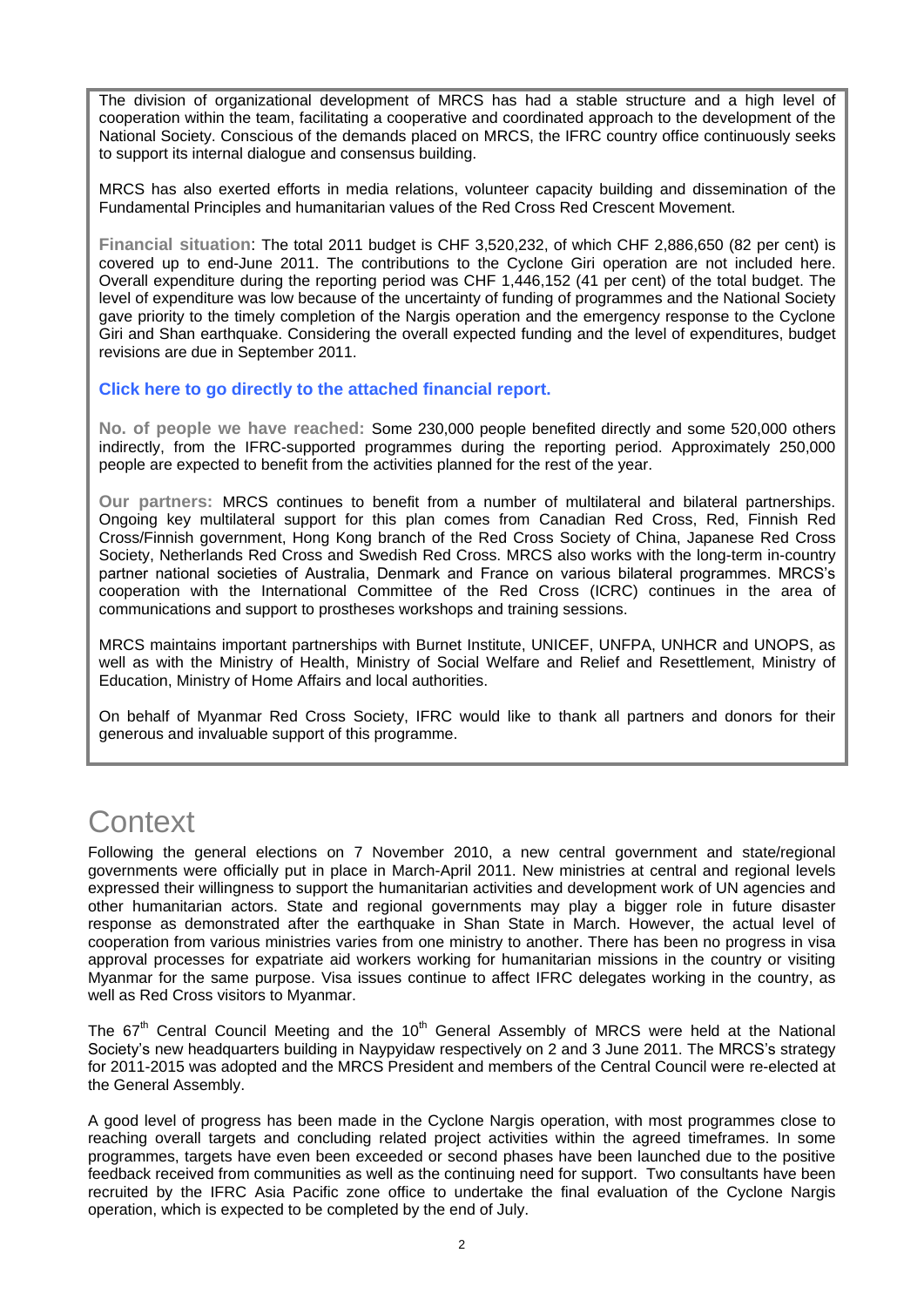The division of organizational development of MRCS has had a stable structure and a high level of cooperation within the team, facilitating a cooperative and coordinated approach to the development of the National Society. Conscious of the demands placed on MRCS, the IFRC country office continuously seeks to support its internal dialogue and consensus building.

MRCS has also exerted efforts in media relations, volunteer capacity building and dissemination of the Fundamental Principles and humanitarian values of the Red Cross Red Crescent Movement.

**Financial situation**: The total 2011 budget is CHF 3,520,232, of which CHF 2,886,650 (82 per cent) is covered up to end-June 2011. The contributions to the Cyclone Giri operation are not included here. Overall expenditure during the reporting period was CHF 1,446,152 (41 per cent) of the total budget. The level of expenditure was low because of the uncertainty of funding of programmes and the National Society gave priority to the timely completion of the Nargis operation and the emergency response to the Cyclone Giri and Shan earthquake. Considering the overall expected funding and the level of expenditures, budget revisions are due in September 2011.

**Click here to go directly to the attached financial report.**

**No. of people we have reached:** Some 230,000 people benefited directly and some 520,000 others indirectly, from the IFRC-supported programmes during the reporting period. Approximately 250,000 people are expected to benefit from the activities planned for the rest of the year.

**Our partners:** MRCS continues to benefit from a number of multilateral and bilateral partnerships. Ongoing key multilateral support for this plan comes from Canadian Red Cross, Red, Finnish Red Cross/Finnish government, Hong Kong branch of the Red Cross Society of China, Japanese Red Cross Society, Netherlands Red Cross and Swedish Red Cross. MRCS also works with the long-term in-country partner national societies of Australia, Denmark and France on various bilateral programmes. MRCS's cooperation with the International Committee of the Red Cross (ICRC) continues in the area of communications and support to prostheses workshops and training sessions.

MRCS maintains important partnerships with Burnet Institute, UNICEF, UNFPA, UNHCR and UNOPS, as well as with the Ministry of Health, Ministry of Social Welfare and Relief and Resettlement, Ministry of Education, Ministry of Home Affairs and local authorities.

On behalf of Myanmar Red Cross Society, IFRC would like to thank all partners and donors for their generous and invaluable support of this programme.

# Context

Following the general elections on 7 November 2010, a new central government and state/regional governments were officially put in place in March-April 2011. New ministries at central and regional levels expressed their willingness to support the humanitarian activities and development work of UN agencies and other humanitarian actors. State and regional governments may play a bigger role in future disaster response as demonstrated after the earthquake in Shan State in March. However, the actual level of cooperation from various ministries varies from one ministry to another. There has been no progress in visa approval processes for expatriate aid workers working for humanitarian missions in the country or visiting Myanmar for the same purpose. Visa issues continue to affect IFRC delegates working in the country, as well as Red Cross visitors to Myanmar.

The 67th Central Council Meeting and the 10th General Assembly of MRCS were held at the National Society's new headquarters building in Naypyidaw respectively on 2 and 3 June 2011. The MRCS's strategy for 2011-2015 was adopted and the MRCS President and members of the Central Council were re-elected at the General Assembly.

A good level of progress has been made in the Cyclone Nargis operation, with most programmes close to reaching overall targets and concluding related project activities within the agreed timeframes. In some programmes, targets have even been exceeded or second phases have been launched due to the positive feedback received from communities as well as the continuing need for support. Two consultants have been recruited by the IFRC Asia Pacific zone office to undertake the final evaluation of the Cyclone Nargis operation, which is expected to be completed by the end of July.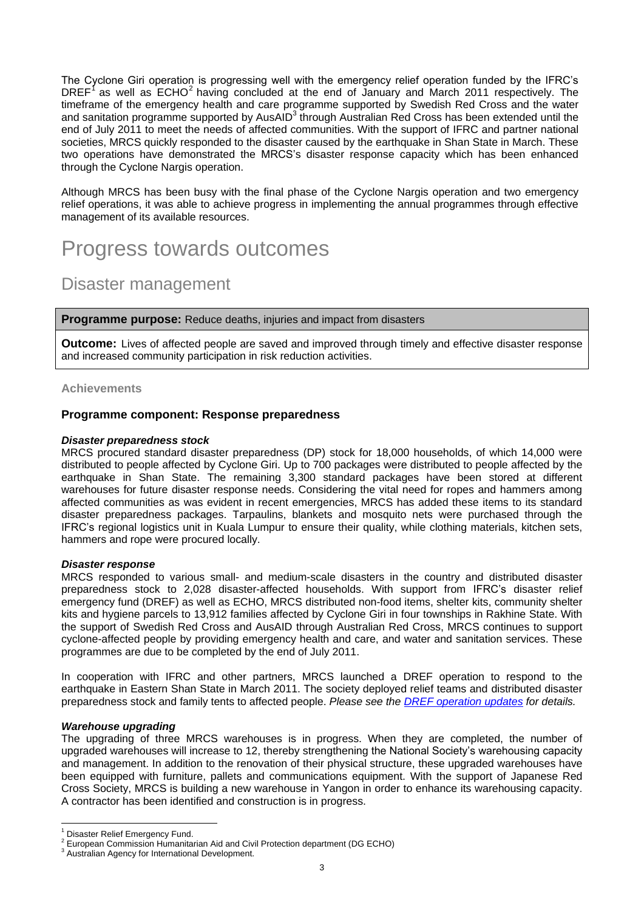The Cyclone Giri operation is progressing well with the emergency relief operation funded by the IFRC's DREF[1] as well as ECHO[2] having concluded at the end of January and March 2011 respectively. The timeframe of the emergency health and care programme supported by Swedish Red Cross and the water and sanitation programme supported by AusAID[3] through Australian Red Cross has been extended until the end of July 2011 to meet the needs of affected communities. With the support of IFRC and partner national societies, MRCS quickly responded to the disaster caused by the earthquake in Shan State in March. These two operations have demonstrated the MRCS's disaster response capacity which has been enhanced through the Cyclone Nargis operation.

Although MRCS has been busy with the final phase of the Cyclone Nargis operation and two emergency relief operations, it was able to achieve progress in implementing the annual programmes through effective management of its available resources.

# Progress towards outcomes

## Disaster management

**Programme purpose:** Reduce deaths, injuries and impact from disasters

**Outcome:** Lives of affected people are saved and improved through timely and effective disaster response and increased community participation in risk reduction activities.

### Achievements

### Programme component: Response preparedness

***Disaster preparedness stock***

MRCS procured standard disaster preparedness (DP) stock for 18,000 households, of which 14,000 were distributed to people affected by Cyclone Giri. Up to 700 packages were distributed to people affected by the earthquake in Shan State. The remaining 3,300 standard packages have been stored at different warehouses for future disaster response needs. Considering the vital need for ropes and hammers among affected communities as was evident in recent emergencies, MRCS has added these items to its standard disaster preparedness packages. Tarpaulins, blankets and mosquito nets were purchased through the IFRC's regional logistics unit in Kuala Lumpur to ensure their quality, while clothing materials, kitchen sets, hammers and rope were procured locally.

***Disaster response***

MRCS responded to various small- and medium-scale disasters in the country and distributed disaster preparedness stock to 2,028 disaster-affected households. With support from IFRC's disaster relief emergency fund (DREF) as well as ECHO, MRCS distributed non-food items, shelter kits, community shelter kits and hygiene parcels to 13,912 families affected by Cyclone Giri in four townships in Rakhine State. With the support of Swedish Red Cross and AusAID through Australian Red Cross, MRCS continues to support cyclone-affected people by providing emergency health and care, and water and sanitation services. These programmes are due to be completed by the end of July 2011.

In cooperation with IFRC and other partners, MRCS launched a DREF operation to respond to the earthquake in Eastern Shan State in March 2011. The society deployed relief teams and distributed disaster preparedness stock and family tents to affected people. *Please see the DREF operation updates for details.*

***Warehouse upgrading***

The upgrading of three MRCS warehouses is in progress. When they are completed, the number of upgraded warehouses will increase to 12, thereby strengthening the National Society's warehousing capacity and management. In addition to the renovation of their physical structure, these upgraded warehouses have been equipped with furniture, pallets and communications equipment. With the support of Japanese Red Cross Society, MRCS is building a new warehouse in Yangon in order to enhance its warehousing capacity. A contractor has been identified and construction is in progress.

[1] Disaster Relief Emergency Fund.
[2] European Commission Humanitarian Aid and Civil Protection department (DG ECHO)
[3] Australian Agency for International Development.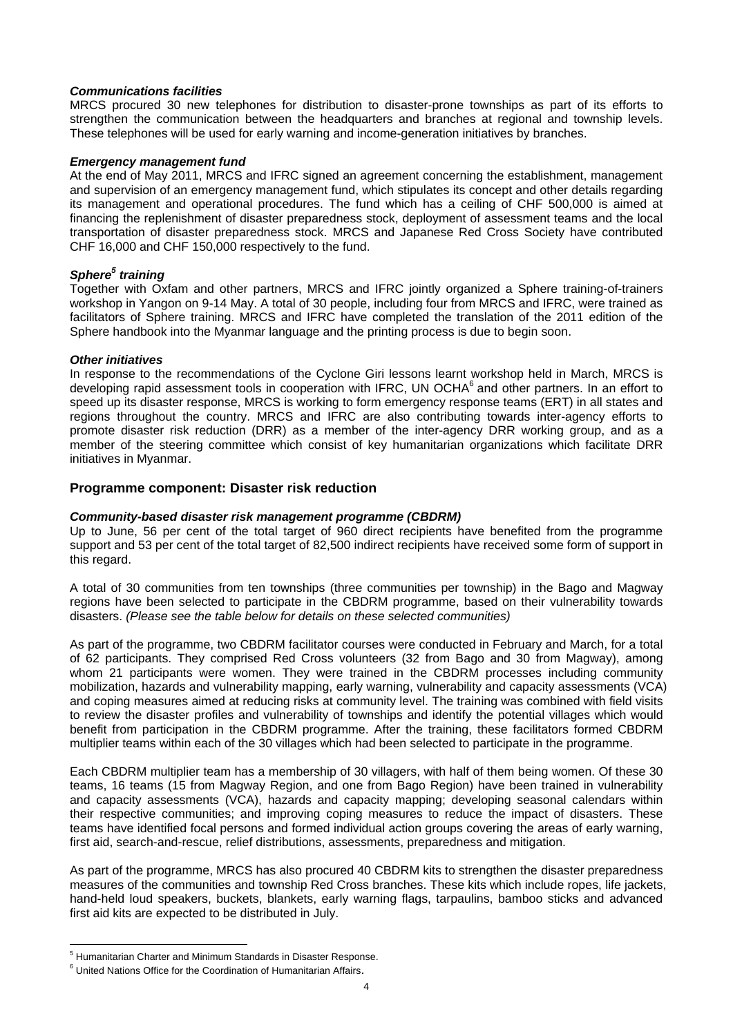***Communications facilities***

MRCS procured 30 new telephones for distribution to disaster-prone townships as part of its efforts to strengthen the communication between the headquarters and branches at regional and township levels. These telephones will be used for early warning and income-generation initiatives by branches.

***Emergency management fund***

At the end of May 2011, MRCS and IFRC signed an agreement concerning the establishment, management and supervision of an emergency management fund, which stipulates its concept and other details regarding its management and operational procedures. The fund which has a ceiling of CHF 500,000 is aimed at financing the replenishment of disaster preparedness stock, deployment of assessment teams and the local transportation of disaster preparedness stock. MRCS and Japanese Red Cross Society have contributed CHF 16,000 and CHF 150,000 respectively to the fund.

***Sphere[5] training***

Together with Oxfam and other partners, MRCS and IFRC jointly organized a Sphere training-of-trainers workshop in Yangon on 9-14 May. A total of 30 people, including four from MRCS and IFRC, were trained as facilitators of Sphere training. MRCS and IFRC have completed the translation of the 2011 edition of the Sphere handbook into the Myanmar language and the printing process is due to begin soon.

***Other initiatives***

In response to the recommendations of the Cyclone Giri lessons learnt workshop held in March, MRCS is developing rapid assessment tools in cooperation with IFRC, UN OCHA[6] and other partners. In an effort to speed up its disaster response, MRCS is working to form emergency response teams (ERT) in all states and regions throughout the country. MRCS and IFRC are also contributing towards inter-agency efforts to promote disaster risk reduction (DRR) as a member of the inter-agency DRR working group, and as a member of the steering committee which consist of key humanitarian organizations which facilitate DRR initiatives in Myanmar.

## Programme component: Disaster risk reduction

***Community-based disaster risk management programme (CBDRM)***

Up to June, 56 per cent of the total target of 960 direct recipients have benefited from the programme support and 53 per cent of the total target of 82,500 indirect recipients have received some form of support in this regard.

A total of 30 communities from ten townships (three communities per township) in the Bago and Magway regions have been selected to participate in the CBDRM programme, based on their vulnerability towards disasters. *(Please see the table below for details on these selected communities)*

As part of the programme, two CBDRM facilitator courses were conducted in February and March, for a total of 62 participants. They comprised Red Cross volunteers (32 from Bago and 30 from Magway), among whom 21 participants were women. They were trained in the CBDRM processes including community mobilization, hazards and vulnerability mapping, early warning, vulnerability and capacity assessments (VCA) and coping measures aimed at reducing risks at community level. The training was combined with field visits to review the disaster profiles and vulnerability of townships and identify the potential villages which would benefit from participation in the CBDRM programme. After the training, these facilitators formed CBDRM multiplier teams within each of the 30 villages which had been selected to participate in the programme.

Each CBDRM multiplier team has a membership of 30 villagers, with half of them being women. Of these 30 teams, 16 teams (15 from Magway Region, and one from Bago Region) have been trained in vulnerability and capacity assessments (VCA), hazards and capacity mapping; developing seasonal calendars within their respective communities; and improving coping measures to reduce the impact of disasters. These teams have identified focal persons and formed individual action groups covering the areas of early warning, first aid, search-and-rescue, relief distributions, assessments, preparedness and mitigation.

As part of the programme, MRCS has also procured 40 CBDRM kits to strengthen the disaster preparedness measures of the communities and township Red Cross branches. These kits which include ropes, life jackets, hand-held loud speakers, buckets, blankets, early warning flags, tarpaulins, bamboo sticks and advanced first aid kits are expected to be distributed in July.

[5] Humanitarian Charter and Minimum Standards in Disaster Response.

[6] United Nations Office for the Coordination of Humanitarian Affairs.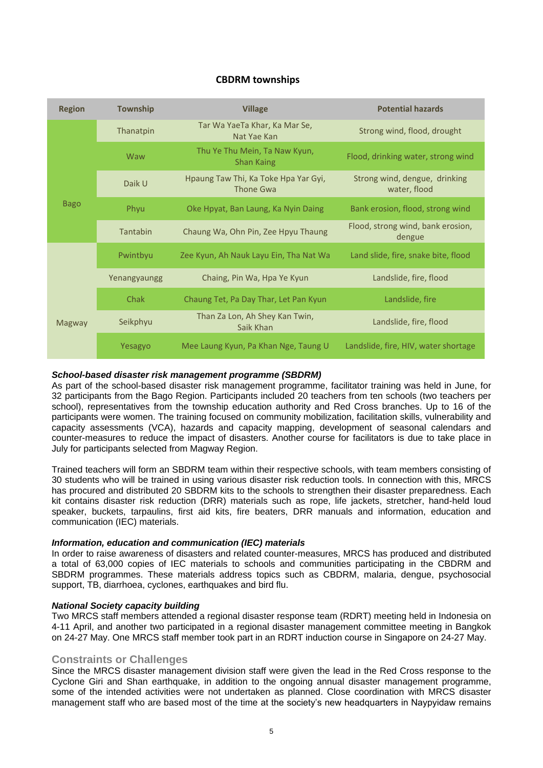**CBDRM townships**

| Region | Township | Village | Potential hazards |
|---|---|---|---|
| Bago | Thanatpin | Tar Wa YaeTa Khar, Ka Mar Se, Nat Yae Kan | Strong wind, flood, drought |
| | Waw | Thu Ye Thu Mein, Ta Naw Kyun, Shan Kaing | Flood, drinking water, strong wind |
| | Daik U | Hpaung Taw Thi, Ka Toke Hpa Yar Gyi, Thone Gwa | Strong wind, dengue, drinking water, flood |
| | Phyu | Oke Hpyat, Ban Laung, Ka Nyin Daing | Bank erosion, flood, strong wind |
| | Tantabin | Chaung Wa, Ohn Pin, Zee Hpyu Thaung | Flood, strong wind, bank erosion, dengue |
| Magway | Pwintbyu | Zee Kyun, Ah Nauk Layu Ein, Tha Nat Wa | Land slide, fire, snake bite, flood |
| | Yenangyaungg | Chaing, Pin Wa, Hpa Ye Kyun | Landslide, fire, flood |
| | Chak | Chaung Tet, Pa Day Thar, Let Pan Kyun | Landslide, fire |
| | Seikphyu | Than Za Lon, Ah Shey Kan Twin, Saik Khan | Landslide, fire, flood |
| | Yesagyo | Mee Laung Kyun, Pa Khan Nge, Taung U | Landslide, fire, HIV, water shortage |

***School-based disaster risk management programme (SBDRM)***

As part of the school-based disaster risk management programme, facilitator training was held in June, for 32 participants from the Bago Region. Participants included 20 teachers from ten schools (two teachers per school), representatives from the township education authority and Red Cross branches. Up to 16 of the participants were women. The training focused on community mobilization, facilitation skills, vulnerability and capacity assessments (VCA), hazards and capacity mapping, development of seasonal calendars and counter-measures to reduce the impact of disasters. Another course for facilitators is due to take place in July for participants selected from Magway Region.

Trained teachers will form an SBDRM team within their respective schools, with team members consisting of 30 students who will be trained in using various disaster risk reduction tools. In connection with this, MRCS has procured and distributed 20 SBDRM kits to the schools to strengthen their disaster preparedness. Each kit contains disaster risk reduction (DRR) materials such as rope, life jackets, stretcher, hand-held loud speaker, buckets, tarpaulins, first aid kits, fire beaters, DRR manuals and information, education and communication (IEC) materials.

***Information, education and communication (IEC) materials***

In order to raise awareness of disasters and related counter-measures, MRCS has produced and distributed a total of 63,000 copies of IEC materials to schools and communities participating in the CBDRM and SBDRM programmes. These materials address topics such as CBDRM, malaria, dengue, psychosocial support, TB, diarrhoea, cyclones, earthquakes and bird flu.

***National Society capacity building***

Two MRCS staff members attended a regional disaster response team (RDRT) meeting held in Indonesia on 4-11 April, and another two participated in a regional disaster management committee meeting in Bangkok on 24-27 May. One MRCS staff member took part in an RDRT induction course in Singapore on 24-27 May.

### Constraints or Challenges

Since the MRCS disaster management division staff were given the lead in the Red Cross response to the Cyclone Giri and Shan earthquake, in addition to the ongoing annual disaster management programme, some of the intended activities were not undertaken as planned. Close coordination with MRCS disaster management staff who are based most of the time at the society's new headquarters in Naypyidaw remains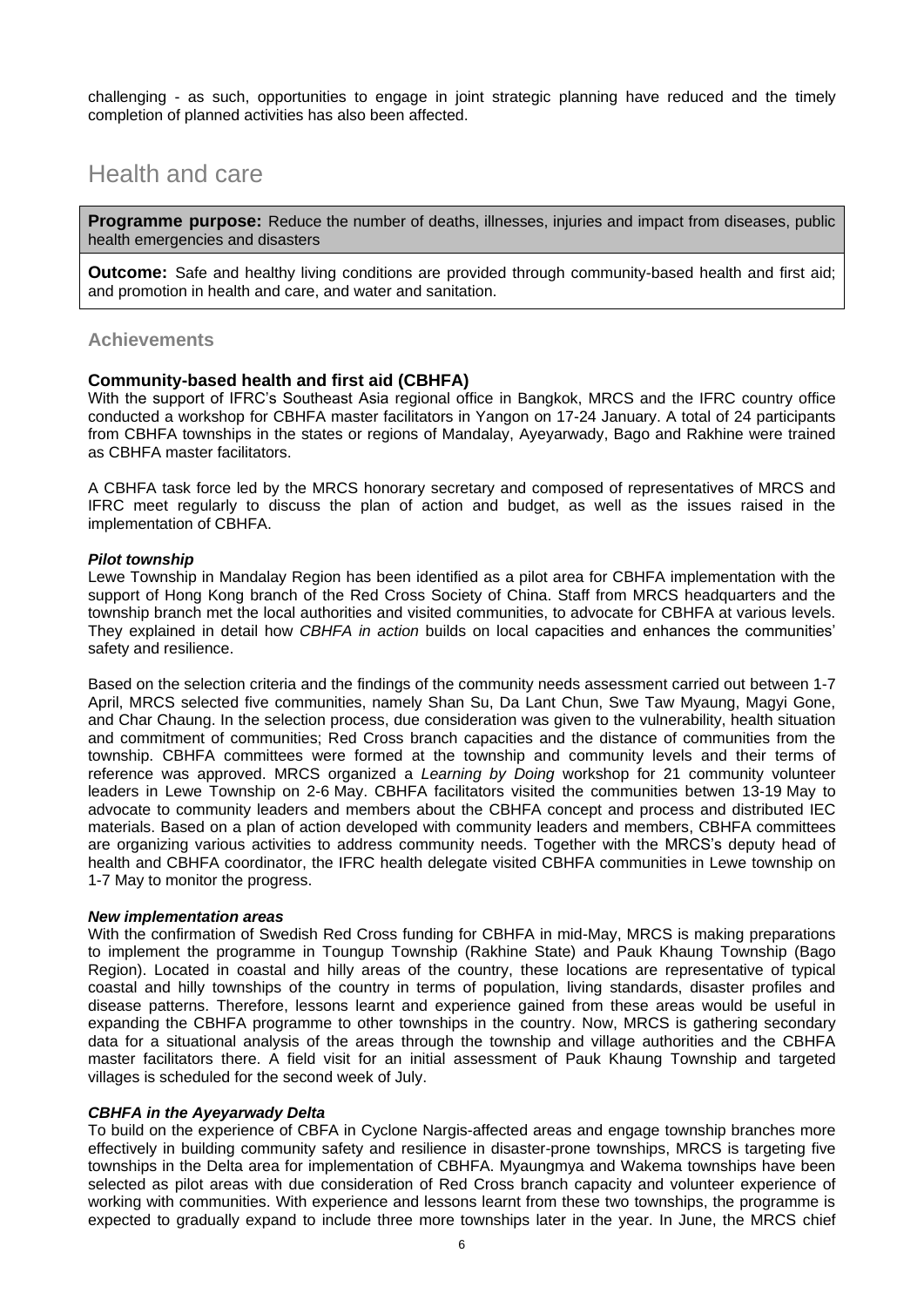challenging - as such, opportunities to engage in joint strategic planning have reduced and the timely completion of planned activities has also been affected.

# Health and care

**Programme purpose:** Reduce the number of deaths, illnesses, injuries and impact from diseases, public health emergencies and disasters

**Outcome:** Safe and healthy living conditions are provided through community-based health and first aid; and promotion in health and care, and water and sanitation.

## Achievements

### Community-based health and first aid (CBHFA)

With the support of IFRC's Southeast Asia regional office in Bangkok, MRCS and the IFRC country office conducted a workshop for CBHFA master facilitators in Yangon on 17-24 January. A total of 24 participants from CBHFA townships in the states or regions of Mandalay, Ayeyarwady, Bago and Rakhine were trained as CBHFA master facilitators.

A CBHFA task force led by the MRCS honorary secretary and composed of representatives of MRCS and IFRC meet regularly to discuss the plan of action and budget, as well as the issues raised in the implementation of CBHFA.

***Pilot township***

Lewe Township in Mandalay Region has been identified as a pilot area for CBHFA implementation with the support of Hong Kong branch of the Red Cross Society of China. Staff from MRCS headquarters and the township branch met the local authorities and visited communities, to advocate for CBHFA at various levels. They explained in detail how *CBHFA in action* builds on local capacities and enhances the communities' safety and resilience.

Based on the selection criteria and the findings of the community needs assessment carried out between 1-7 April, MRCS selected five communities, namely Shan Su, Da Lant Chun, Swe Taw Myaung, Magyi Gone, and Char Chaung. In the selection process, due consideration was given to the vulnerability, health situation and commitment of communities; Red Cross branch capacities and the distance of communities from the township. CBHFA committees were formed at the township and community levels and their terms of reference was approved. MRCS organized a *Learning by Doing* workshop for 21 community volunteer leaders in Lewe Township on 2-6 May. CBHFA facilitators visited the communities betwen 13-19 May to advocate to community leaders and members about the CBHFA concept and process and distributed IEC materials. Based on a plan of action developed with community leaders and members, CBHFA committees are organizing various activities to address community needs. Together with the MRCS's deputy head of health and CBHFA coordinator, the IFRC health delegate visited CBHFA communities in Lewe township on 1-7 May to monitor the progress.

***New implementation areas***

With the confirmation of Swedish Red Cross funding for CBHFA in mid-May, MRCS is making preparations to implement the programme in Toungup Township (Rakhine State) and Pauk Khaung Township (Bago Region). Located in coastal and hilly areas of the country, these locations are representative of typical coastal and hilly townships of the country in terms of population, living standards, disaster profiles and disease patterns. Therefore, lessons learnt and experience gained from these areas would be useful in expanding the CBHFA programme to other townships in the country. Now, MRCS is gathering secondary data for a situational analysis of the areas through the township and village authorities and the CBHFA master facilitators there. A field visit for an initial assessment of Pauk Khaung Township and targeted villages is scheduled for the second week of July.

***CBHFA in the Ayeyarwady Delta***

To build on the experience of CBFA in Cyclone Nargis-affected areas and engage township branches more effectively in building community safety and resilience in disaster-prone townships, MRCS is targeting five townships in the Delta area for implementation of CBHFA. Myaungmya and Wakema townships have been selected as pilot areas with due consideration of Red Cross branch capacity and volunteer experience of working with communities. With experience and lessons learnt from these two townships, the programme is expected to gradually expand to include three more townships later in the year. In June, the MRCS chief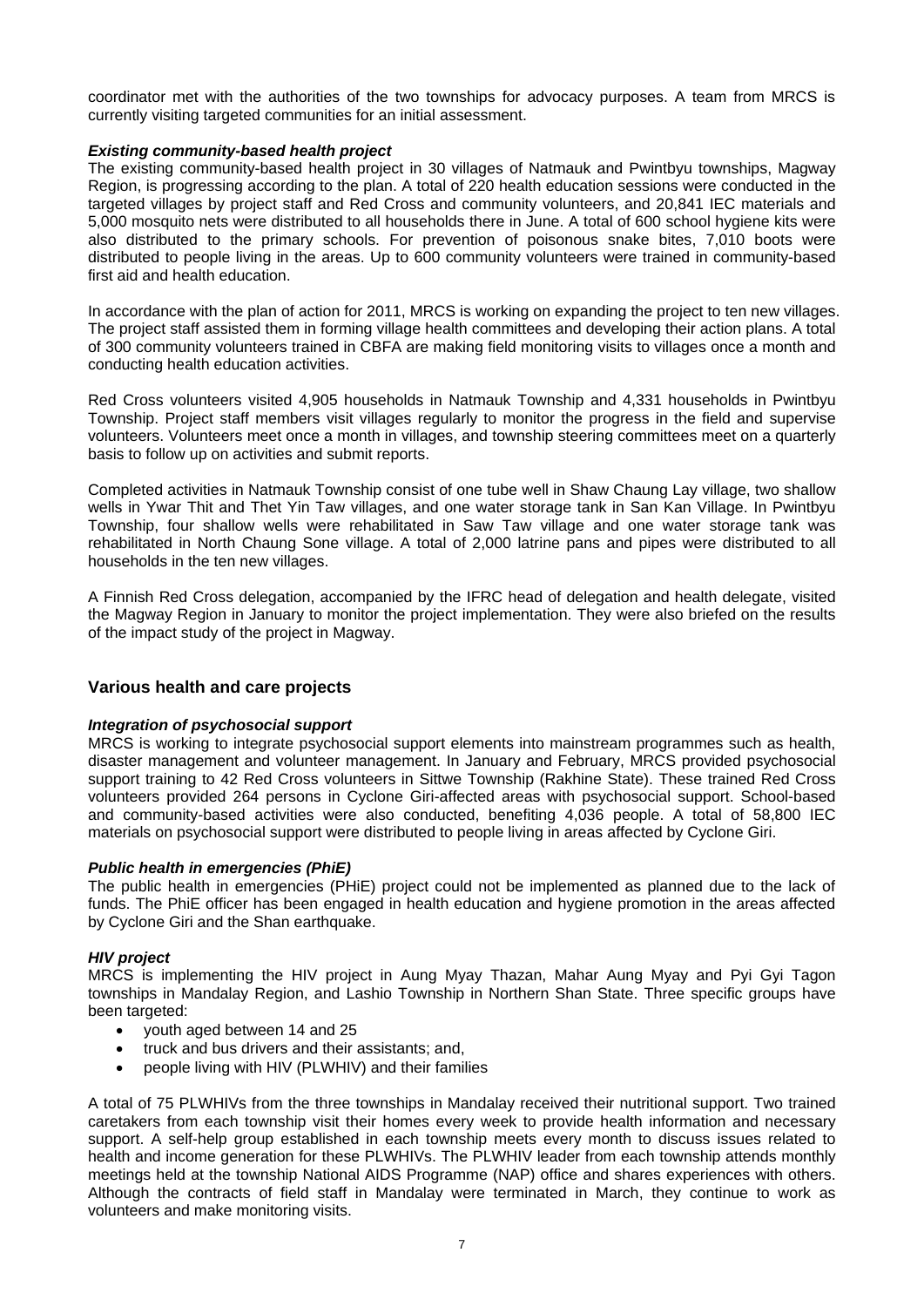coordinator met with the authorities of the two townships for advocacy purposes. A team from MRCS is currently visiting targeted communities for an initial assessment.

***Existing community-based health project***

The existing community-based health project in 30 villages of Natmauk and Pwintbyu townships, Magway Region, is progressing according to the plan. A total of 220 health education sessions were conducted in the targeted villages by project staff and Red Cross and community volunteers, and 20,841 IEC materials and 5,000 mosquito nets were distributed to all households there in June. A total of 600 school hygiene kits were also distributed to the primary schools. For prevention of poisonous snake bites, 7,010 boots were distributed to people living in the areas. Up to 600 community volunteers were trained in community-based first aid and health education.

In accordance with the plan of action for 2011, MRCS is working on expanding the project to ten new villages. The project staff assisted them in forming village health committees and developing their action plans. A total of 300 community volunteers trained in CBFA are making field monitoring visits to villages once a month and conducting health education activities.

Red Cross volunteers visited 4,905 households in Natmauk Township and 4,331 households in Pwintbyu Township. Project staff members visit villages regularly to monitor the progress in the field and supervise volunteers. Volunteers meet once a month in villages, and township steering committees meet on a quarterly basis to follow up on activities and submit reports.

Completed activities in Natmauk Township consist of one tube well in Shaw Chaung Lay village, two shallow wells in Ywar Thit and Thet Yin Taw villages, and one water storage tank in San Kan Village. In Pwintbyu Township, four shallow wells were rehabilitated in Saw Taw village and one water storage tank was rehabilitated in North Chaung Sone village. A total of 2,000 latrine pans and pipes were distributed to all households in the ten new villages.

A Finnish Red Cross delegation, accompanied by the IFRC head of delegation and health delegate, visited the Magway Region in January to monitor the project implementation. They were also briefed on the results of the impact study of the project in Magway.

## Various health and care projects

***Integration of psychosocial support***

MRCS is working to integrate psychosocial support elements into mainstream programmes such as health, disaster management and volunteer management. In January and February, MRCS provided psychosocial support training to 42 Red Cross volunteers in Sittwe Township (Rakhine State). These trained Red Cross volunteers provided 264 persons in Cyclone Giri-affected areas with psychosocial support. School-based and community-based activities were also conducted, benefiting 4,036 people. A total of 58,800 IEC materials on psychosocial support were distributed to people living in areas affected by Cyclone Giri.

***Public health in emergencies (PhiE)***

The public health in emergencies (PHiE) project could not be implemented as planned due to the lack of funds. The PhiE officer has been engaged in health education and hygiene promotion in the areas affected by Cyclone Giri and the Shan earthquake.

***HIV project***

MRCS is implementing the HIV project in Aung Myay Thazan, Mahar Aung Myay and Pyi Gyi Tagon townships in Mandalay Region, and Lashio Township in Northern Shan State. Three specific groups have been targeted:

- youth aged between 14 and 25
- truck and bus drivers and their assistants; and,
- people living with HIV (PLWHIV) and their families

A total of 75 PLWHIVs from the three townships in Mandalay received their nutritional support. Two trained caretakers from each township visit their homes every week to provide health information and necessary support. A self-help group established in each township meets every month to discuss issues related to health and income generation for these PLWHIVs. The PLWHIV leader from each township attends monthly meetings held at the township National AIDS Programme (NAP) office and shares experiences with others. Although the contracts of field staff in Mandalay were terminated in March, they continue to work as volunteers and make monitoring visits.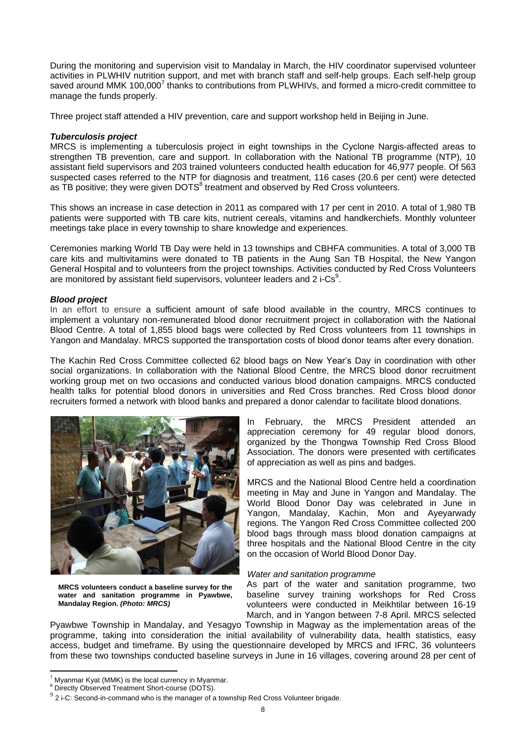During the monitoring and supervision visit to Mandalay in March, the HIV coordinator supervised volunteer activities in PLWHIV nutrition support, and met with branch staff and self-help groups. Each self-help group saved around MMK 100,000[7] thanks to contributions from PLWHIVs, and formed a micro-credit committee to manage the funds properly.

Three project staff attended a HIV prevention, care and support workshop held in Beijing in June.

***Tuberculosis project***

MRCS is implementing a tuberculosis project in eight townships in the Cyclone Nargis-affected areas to strengthen TB prevention, care and support. In collaboration with the National TB programme (NTP), 10 assistant field supervisors and 203 trained volunteers conducted health education for 46,977 people. Of 563 suspected cases referred to the NTP for diagnosis and treatment, 116 cases (20.6 per cent) were detected as TB positive; they were given DOTS[8] treatment and observed by Red Cross volunteers.

This shows an increase in case detection in 2011 as compared with 17 per cent in 2010. A total of 1,980 TB patients were supported with TB care kits, nutrient cereals, vitamins and handkerchiefs. Monthly volunteer meetings take place in every township to share knowledge and experiences.

Ceremonies marking World TB Day were held in 13 townships and CBHFA communities. A total of 3,000 TB care kits and multivitamins were donated to TB patients in the Aung San TB Hospital, the New Yangon General Hospital and to volunteers from the project townships. Activities conducted by Red Cross Volunteers are monitored by assistant field supervisors, volunteer leaders and 2 i-Cs[9].

***Blood project***

In an effort to ensure a sufficient amount of safe blood available in the country, MRCS continues to implement a voluntary non-remunerated blood donor recruitment project in collaboration with the National Blood Centre. A total of 1,855 blood bags were collected by Red Cross volunteers from 11 townships in Yangon and Mandalay. MRCS supported the transportation costs of blood donor teams after every donation.

The Kachin Red Cross Committee collected 62 blood bags on New Year's Day in coordination with other social organizations. In collaboration with the National Blood Centre, the MRCS blood donor recruitment working group met on two occasions and conducted various blood donation campaigns. MRCS conducted health talks for potential blood donors in universities and Red Cross branches. Red Cross blood donor recruiters formed a network with blood banks and prepared a donor calendar to facilitate blood donations.

**MRCS volunteers conduct a baseline survey for the water and sanitation programme in Pyawbwe, Mandalay Region. *(Photo: MRCS)***

In February, the MRCS President attended an appreciation ceremony for 49 regular blood donors, organized by the Thongwa Township Red Cross Blood Association. The donors were presented with certificates of appreciation as well as pins and badges.

MRCS and the National Blood Centre held a coordination meeting in May and June in Yangon and Mandalay. The World Blood Donor Day was celebrated in June in Yangon, Mandalay, Kachin, Mon and Ayeyarwady regions. The Yangon Red Cross Committee collected 200 blood bags through mass blood donation campaigns at three hospitals and the National Blood Centre in the city on the occasion of World Blood Donor Day.

*Water and sanitation programme*

As part of the water and sanitation programme, two baseline survey training workshops for Red Cross volunteers were conducted in Meikhtilar between 16-19 March, and in Yangon between 7-8 April. MRCS selected Pyawbwe Township in Mandalay, and Yesagyo Township in Magway as the implementation areas of the programme, taking into consideration the initial availability of vulnerability data, health statistics, easy access, budget and timeframe. By using the questionnaire developed by MRCS and IFRC, 36 volunteers from these two townships conducted baseline surveys in June in 16 villages, covering around 28 per cent of

---

[7] Myanmar Kyat (MMK) is the local currency in Myanmar.

[8] Directly Observed Treatment Short-course (DOTS).

[9] 2 i-C: Second-in-command who is the manager of a township Red Cross Volunteer brigade.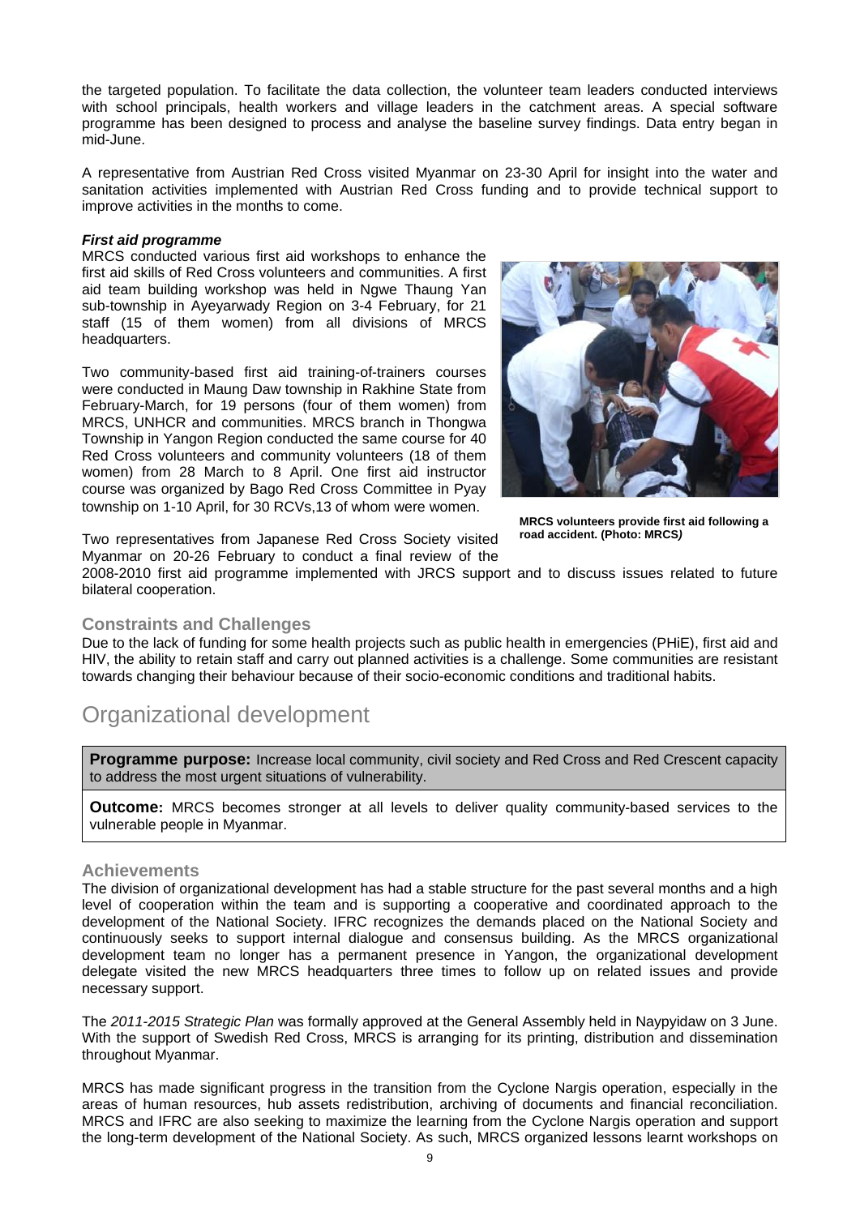the targeted population. To facilitate the data collection, the volunteer team leaders conducted interviews with school principals, health workers and village leaders in the catchment areas. A special software programme has been designed to process and analyse the baseline survey findings. Data entry began in mid-June.

A representative from Austrian Red Cross visited Myanmar on 23-30 April for insight into the water and sanitation activities implemented with Austrian Red Cross funding and to provide technical support to improve activities in the months to come.

***First aid programme***

MRCS conducted various first aid workshops to enhance the first aid skills of Red Cross volunteers and communities. A first aid team building workshop was held in Ngwe Thaung Yan sub-township in Ayeyarwady Region on 3-4 February, for 21 staff (15 of them women) from all divisions of MRCS headquarters.

Two community-based first aid training-of-trainers courses were conducted in Maung Daw township in Rakhine State from February-March, for 19 persons (four of them women) from MRCS, UNHCR and communities. MRCS branch in Thongwa Township in Yangon Region conducted the same course for 40 Red Cross volunteers and community volunteers (18 of them women) from 28 March to 8 April. One first aid instructor course was organized by Bago Red Cross Committee in Pyay township on 1-10 April, for 30 RCVs,13 of whom were women.

**MRCS volunteers provide first aid following a road accident. (Photo: MRCS)**

Two representatives from Japanese Red Cross Society visited Myanmar on 20-26 February to conduct a final review of the 2008-2010 first aid programme implemented with JRCS support and to discuss issues related to future bilateral cooperation.

### Constraints and Challenges

Due to the lack of funding for some health projects such as public health in emergencies (PHiE), first aid and HIV, the ability to retain staff and carry out planned activities is a challenge. Some communities are resistant towards changing their behaviour because of their socio-economic conditions and traditional habits.

## Organizational development

**Programme purpose:** Increase local community, civil society and Red Cross and Red Crescent capacity to address the most urgent situations of vulnerability.

**Outcome:** MRCS becomes stronger at all levels to deliver quality community-based services to the vulnerable people in Myanmar.

### Achievements

The division of organizational development has had a stable structure for the past several months and a high level of cooperation within the team and is supporting a cooperative and coordinated approach to the development of the National Society. IFRC recognizes the demands placed on the National Society and continuously seeks to support internal dialogue and consensus building. As the MRCS organizational development team no longer has a permanent presence in Yangon, the organizational development delegate visited the new MRCS headquarters three times to follow up on related issues and provide necessary support.

The *2011-2015 Strategic Plan* was formally approved at the General Assembly held in Naypyidaw on 3 June. With the support of Swedish Red Cross, MRCS is arranging for its printing, distribution and dissemination throughout Myanmar.

MRCS has made significant progress in the transition from the Cyclone Nargis operation, especially in the areas of human resources, hub assets redistribution, archiving of documents and financial reconciliation. MRCS and IFRC are also seeking to maximize the learning from the Cyclone Nargis operation and support the long-term development of the National Society. As such, MRCS organized lessons learnt workshops on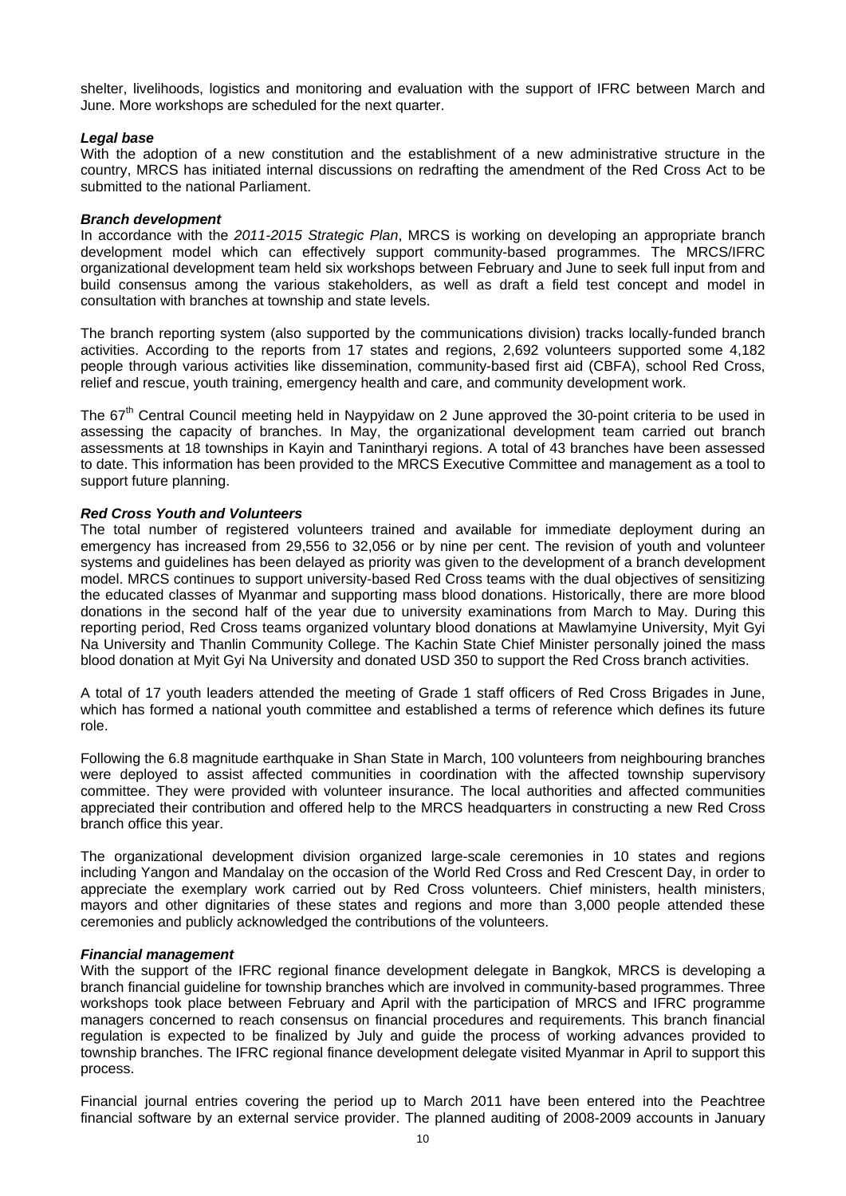shelter, livelihoods, logistics and monitoring and evaluation with the support of IFRC between March and June. More workshops are scheduled for the next quarter.

***Legal base***

With the adoption of a new constitution and the establishment of a new administrative structure in the country, MRCS has initiated internal discussions on redrafting the amendment of the Red Cross Act to be submitted to the national Parliament.

***Branch development***

In accordance with the *2011-2015 Strategic Plan*, MRCS is working on developing an appropriate branch development model which can effectively support community-based programmes. The MRCS/IFRC organizational development team held six workshops between February and June to seek full input from and build consensus among the various stakeholders, as well as draft a field test concept and model in consultation with branches at township and state levels.

The branch reporting system (also supported by the communications division) tracks locally-funded branch activities. According to the reports from 17 states and regions, 2,692 volunteers supported some 4,182 people through various activities like dissemination, community-based first aid (CBFA), school Red Cross, relief and rescue, youth training, emergency health and care, and community development work.

The 67th Central Council meeting held in Naypyidaw on 2 June approved the 30-point criteria to be used in assessing the capacity of branches. In May, the organizational development team carried out branch assessments at 18 townships in Kayin and Tanintharyi regions. A total of 43 branches have been assessed to date. This information has been provided to the MRCS Executive Committee and management as a tool to support future planning.

***Red Cross Youth and Volunteers***

The total number of registered volunteers trained and available for immediate deployment during an emergency has increased from 29,556 to 32,056 or by nine per cent. The revision of youth and volunteer systems and guidelines has been delayed as priority was given to the development of a branch development model. MRCS continues to support university-based Red Cross teams with the dual objectives of sensitizing the educated classes of Myanmar and supporting mass blood donations. Historically, there are more blood donations in the second half of the year due to university examinations from March to May. During this reporting period, Red Cross teams organized voluntary blood donations at Mawlamyine University, Myit Gyi Na University and Thanlin Community College. The Kachin State Chief Minister personally joined the mass blood donation at Myit Gyi Na University and donated USD 350 to support the Red Cross branch activities.

A total of 17 youth leaders attended the meeting of Grade 1 staff officers of Red Cross Brigades in June, which has formed a national youth committee and established a terms of reference which defines its future role.

Following the 6.8 magnitude earthquake in Shan State in March, 100 volunteers from neighbouring branches were deployed to assist affected communities in coordination with the affected township supervisory committee. They were provided with volunteer insurance. The local authorities and affected communities appreciated their contribution and offered help to the MRCS headquarters in constructing a new Red Cross branch office this year.

The organizational development division organized large-scale ceremonies in 10 states and regions including Yangon and Mandalay on the occasion of the World Red Cross and Red Crescent Day, in order to appreciate the exemplary work carried out by Red Cross volunteers. Chief ministers, health ministers, mayors and other dignitaries of these states and regions and more than 3,000 people attended these ceremonies and publicly acknowledged the contributions of the volunteers.

***Financial management***

With the support of the IFRC regional finance development delegate in Bangkok, MRCS is developing a branch financial guideline for township branches which are involved in community-based programmes. Three workshops took place between February and April with the participation of MRCS and IFRC programme managers concerned to reach consensus on financial procedures and requirements. This branch financial regulation is expected to be finalized by July and guide the process of working advances provided to township branches. The IFRC regional finance development delegate visited Myanmar in April to support this process.

Financial journal entries covering the period up to March 2011 have been entered into the Peachtree financial software by an external service provider. The planned auditing of 2008-2009 accounts in January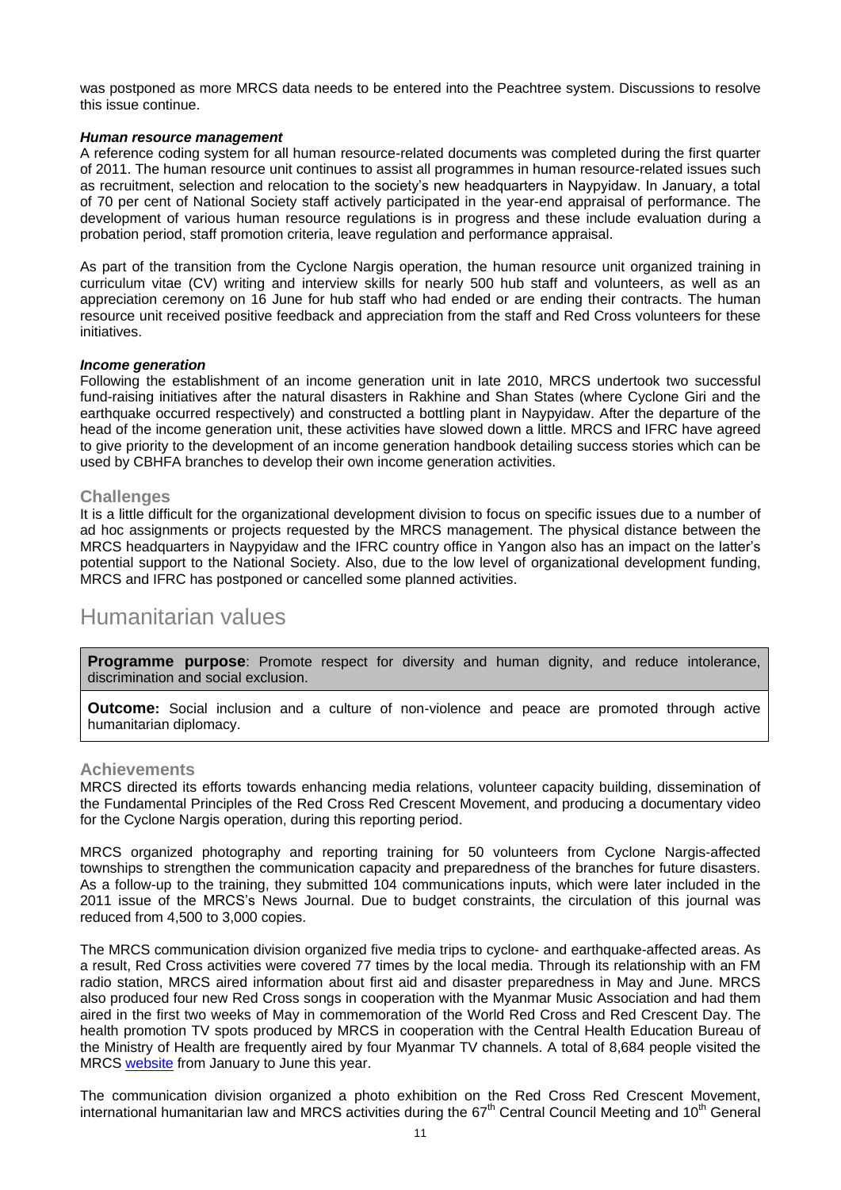was postponed as more MRCS data needs to be entered into the Peachtree system. Discussions to resolve this issue continue.

***Human resource management***

A reference coding system for all human resource-related documents was completed during the first quarter of 2011. The human resource unit continues to assist all programmes in human resource-related issues such as recruitment, selection and relocation to the society's new headquarters in Naypyidaw. In January, a total of 70 per cent of National Society staff actively participated in the year-end appraisal of performance. The development of various human resource regulations is in progress and these include evaluation during a probation period, staff promotion criteria, leave regulation and performance appraisal.

As part of the transition from the Cyclone Nargis operation, the human resource unit organized training in curriculum vitae (CV) writing and interview skills for nearly 500 hub staff and volunteers, as well as an appreciation ceremony on 16 June for hub staff who had ended or are ending their contracts. The human resource unit received positive feedback and appreciation from the staff and Red Cross volunteers for these initiatives.

***Income generation***

Following the establishment of an income generation unit in late 2010, MRCS undertook two successful fund-raising initiatives after the natural disasters in Rakhine and Shan States (where Cyclone Giri and the earthquake occurred respectively) and constructed a bottling plant in Naypyidaw. After the departure of the head of the income generation unit, these activities have slowed down a little. MRCS and IFRC have agreed to give priority to the development of an income generation handbook detailing success stories which can be used by CBHFA branches to develop their own income generation activities.

### Challenges

It is a little difficult for the organizational development division to focus on specific issues due to a number of ad hoc assignments or projects requested by the MRCS management. The physical distance between the MRCS headquarters in Naypyidaw and the IFRC country office in Yangon also has an impact on the latter's potential support to the National Society. Also, due to the low level of organizational development funding, MRCS and IFRC has postponed or cancelled some planned activities.

## Humanitarian values

**Programme purpose**: Promote respect for diversity and human dignity, and reduce intolerance, discrimination and social exclusion.

**Outcome:** Social inclusion and a culture of non-violence and peace are promoted through active humanitarian diplomacy.

### Achievements

MRCS directed its efforts towards enhancing media relations, volunteer capacity building, dissemination of the Fundamental Principles of the Red Cross Red Crescent Movement, and producing a documentary video for the Cyclone Nargis operation, during this reporting period.

MRCS organized photography and reporting training for 50 volunteers from Cyclone Nargis-affected townships to strengthen the communication capacity and preparedness of the branches for future disasters. As a follow-up to the training, they submitted 104 communications inputs, which were later included in the 2011 issue of the MRCS's News Journal. Due to budget constraints, the circulation of this journal was reduced from 4,500 to 3,000 copies.

The MRCS communication division organized five media trips to cyclone- and earthquake-affected areas. As a result, Red Cross activities were covered 77 times by the local media. Through its relationship with an FM radio station, MRCS aired information about first aid and disaster preparedness in May and June. MRCS also produced four new Red Cross songs in cooperation with the Myanmar Music Association and had them aired in the first two weeks of May in commemoration of the World Red Cross and Red Crescent Day. The health promotion TV spots produced by MRCS in cooperation with the Central Health Education Bureau of the Ministry of Health are frequently aired by four Myanmar TV channels. A total of 8,684 people visited the MRCS website from January to June this year.

The communication division organized a photo exhibition on the Red Cross Red Crescent Movement, international humanitarian law and MRCS activities during the 67th Central Council Meeting and 10th General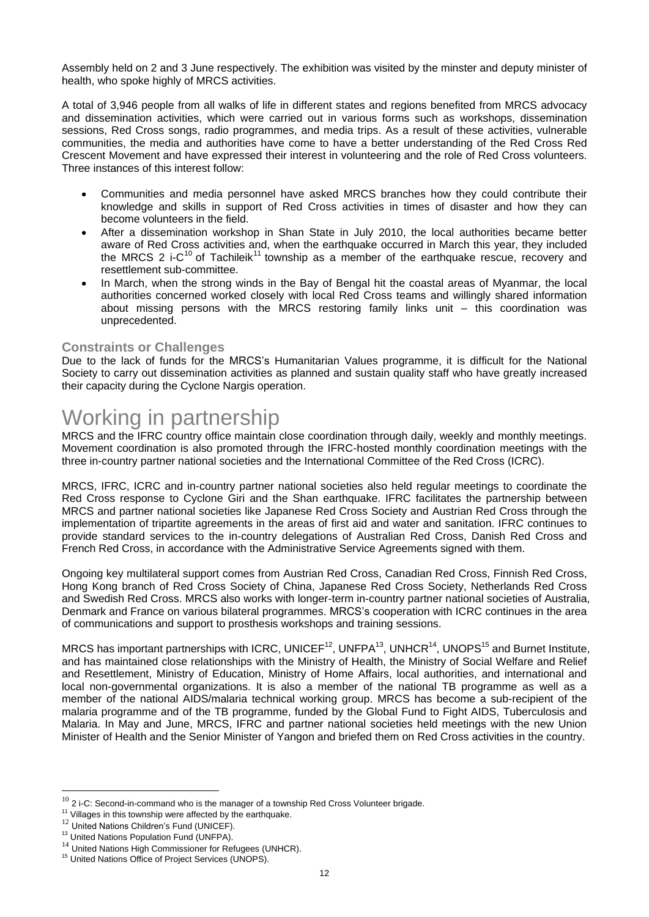Assembly held on 2 and 3 June respectively. The exhibition was visited by the minster and deputy minister of health, who spoke highly of MRCS activities.

A total of 3,946 people from all walks of life in different states and regions benefited from MRCS advocacy and dissemination activities, which were carried out in various forms such as workshops, dissemination sessions, Red Cross songs, radio programmes, and media trips. As a result of these activities, vulnerable communities, the media and authorities have come to have a better understanding of the Red Cross Red Crescent Movement and have expressed their interest in volunteering and the role of Red Cross volunteers. Three instances of this interest follow:

- Communities and media personnel have asked MRCS branches how they could contribute their knowledge and skills in support of Red Cross activities in times of disaster and how they can become volunteers in the field.
- After a dissemination workshop in Shan State in July 2010, the local authorities became better aware of Red Cross activities and, when the earthquake occurred in March this year, they included the MRCS 2 i-C[10] of Tachileik[11] township as a member of the earthquake rescue, recovery and resettlement sub-committee.
- In March, when the strong winds in the Bay of Bengal hit the coastal areas of Myanmar, the local authorities concerned worked closely with local Red Cross teams and willingly shared information about missing persons with the MRCS restoring family links unit – this coordination was unprecedented.

### Constraints or Challenges

Due to the lack of funds for the MRCS's Humanitarian Values programme, it is difficult for the National Society to carry out dissemination activities as planned and sustain quality staff who have greatly increased their capacity during the Cyclone Nargis operation.

# Working in partnership

MRCS and the IFRC country office maintain close coordination through daily, weekly and monthly meetings. Movement coordination is also promoted through the IFRC-hosted monthly coordination meetings with the three in-country partner national societies and the International Committee of the Red Cross (ICRC).

MRCS, IFRC, ICRC and in-country partner national societies also held regular meetings to coordinate the Red Cross response to Cyclone Giri and the Shan earthquake. IFRC facilitates the partnership between MRCS and partner national societies like Japanese Red Cross Society and Austrian Red Cross through the implementation of tripartite agreements in the areas of first aid and water and sanitation. IFRC continues to provide standard services to the in-country delegations of Australian Red Cross, Danish Red Cross and French Red Cross, in accordance with the Administrative Service Agreements signed with them.

Ongoing key multilateral support comes from Austrian Red Cross, Canadian Red Cross, Finnish Red Cross, Hong Kong branch of Red Cross Society of China, Japanese Red Cross Society, Netherlands Red Cross and Swedish Red Cross. MRCS also works with longer-term in-country partner national societies of Australia, Denmark and France on various bilateral programmes. MRCS's cooperation with ICRC continues in the area of communications and support to prosthesis workshops and training sessions.

MRCS has important partnerships with ICRC, UNICEF[12], UNFPA[13], UNHCR[14], UNOPS[15] and Burnet Institute, and has maintained close relationships with the Ministry of Health, the Ministry of Social Welfare and Relief and Resettlement, Ministry of Education, Ministry of Home Affairs, local authorities, and international and local non-governmental organizations. It is also a member of the national TB programme as well as a member of the national AIDS/malaria technical working group. MRCS has become a sub-recipient of the malaria programme and of the TB programme, funded by the Global Fund to Fight AIDS, Tuberculosis and Malaria. In May and June, MRCS, IFRC and partner national societies held meetings with the new Union Minister of Health and the Senior Minister of Yangon and briefed them on Red Cross activities in the country.

---

[10] 2 i-C: Second-in-command who is the manager of a township Red Cross Volunteer brigade.
[11] Villages in this township were affected by the earthquake.
[12] United Nations Children's Fund (UNICEF).
[13] United Nations Population Fund (UNFPA).
[14] United Nations High Commissioner for Refugees (UNHCR).
[15] United Nations Office of Project Services (UNOPS).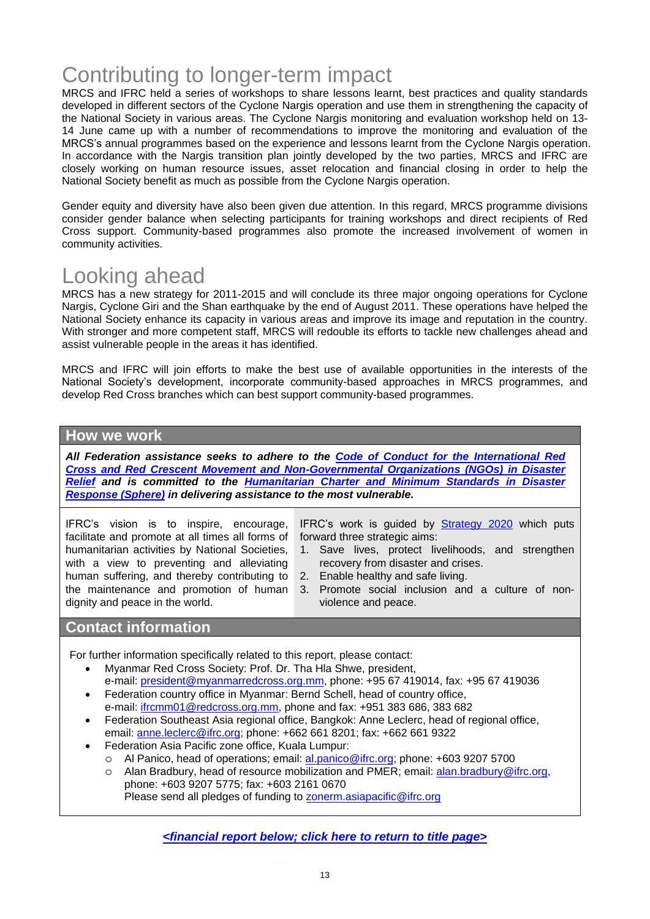# Contributing to longer-term impact

MRCS and IFRC held a series of workshops to share lessons learnt, best practices and quality standards developed in different sectors of the Cyclone Nargis operation and use them in strengthening the capacity of the National Society in various areas. The Cyclone Nargis monitoring and evaluation workshop held on 13-14 June came up with a number of recommendations to improve the monitoring and evaluation of the MRCS's annual programmes based on the experience and lessons learnt from the Cyclone Nargis operation. In accordance with the Nargis transition plan jointly developed by the two parties, MRCS and IFRC are closely working on human resource issues, asset relocation and financial closing in order to help the National Society benefit as much as possible from the Cyclone Nargis operation.

Gender equity and diversity have also been given due attention. In this regard, MRCS programme divisions consider gender balance when selecting participants for training workshops and direct recipients of Red Cross support. Community-based programmes also promote the increased involvement of women in community activities.

# Looking ahead

MRCS has a new strategy for 2011-2015 and will conclude its three major ongoing operations for Cyclone Nargis, Cyclone Giri and the Shan earthquake by the end of August 2011. These operations have helped the National Society enhance its capacity in various areas and improve its image and reputation in the country. With stronger and more competent staff, MRCS will redouble its efforts to tackle new challenges ahead and assist vulnerable people in the areas it has identified.

MRCS and IFRC will join efforts to make the best use of available opportunities in the interests of the National Society's development, incorporate community-based approaches in MRCS programmes, and develop Red Cross branches which can best support community-based programmes.

## How we work

***All Federation assistance seeks to adhere to the Code of Conduct for the International Red Cross and Red Crescent Movement and Non-Governmental Organizations (NGOs) in Disaster Relief and is committed to the Humanitarian Charter and Minimum Standards in Disaster Response (Sphere) in delivering assistance to the most vulnerable.***

IFRC's vision is to inspire, encourage, facilitate and promote at all times all forms of humanitarian activities by National Societies, with a view to preventing and alleviating human suffering, and thereby contributing to the maintenance and promotion of human dignity and peace in the world.

IFRC's work is guided by Strategy 2020 which puts forward three strategic aims:

1. Save lives, protect livelihoods, and strengthen recovery from disaster and crises.
2. Enable healthy and safe living.
3. Promote social inclusion and a culture of non-violence and peace.

## Contact information

For further information specifically related to this report, please contact:

- Myanmar Red Cross Society: Prof. Dr. Tha Hla Shwe, president, e-mail: president@myanmarredcross.org.mm, phone: +95 67 419014, fax: +95 67 419036
- Federation country office in Myanmar: Bernd Schell, head of country office, e-mail: ifrcmm01@redcross.org.mm, phone and fax: +951 383 686, 383 682
- Federation Southeast Asia regional office, Bangkok: Anne Leclerc, head of regional office, email: anne.leclerc@ifrc.org; phone: +662 661 8201; fax: +662 661 9322
- Federation Asia Pacific zone office, Kuala Lumpur:
  - Al Panico, head of operations; email: al.panico@ifrc.org; phone: +603 9207 5700
  - Alan Bradbury, head of resource mobilization and PMER; email: alan.bradbury@ifrc.org, phone: +603 9207 5775; fax: +603 2161 0670
    Please send all pledges of funding to zonerm.asiapacific@ifrc.org

***<financial report below; click here to return to title page>***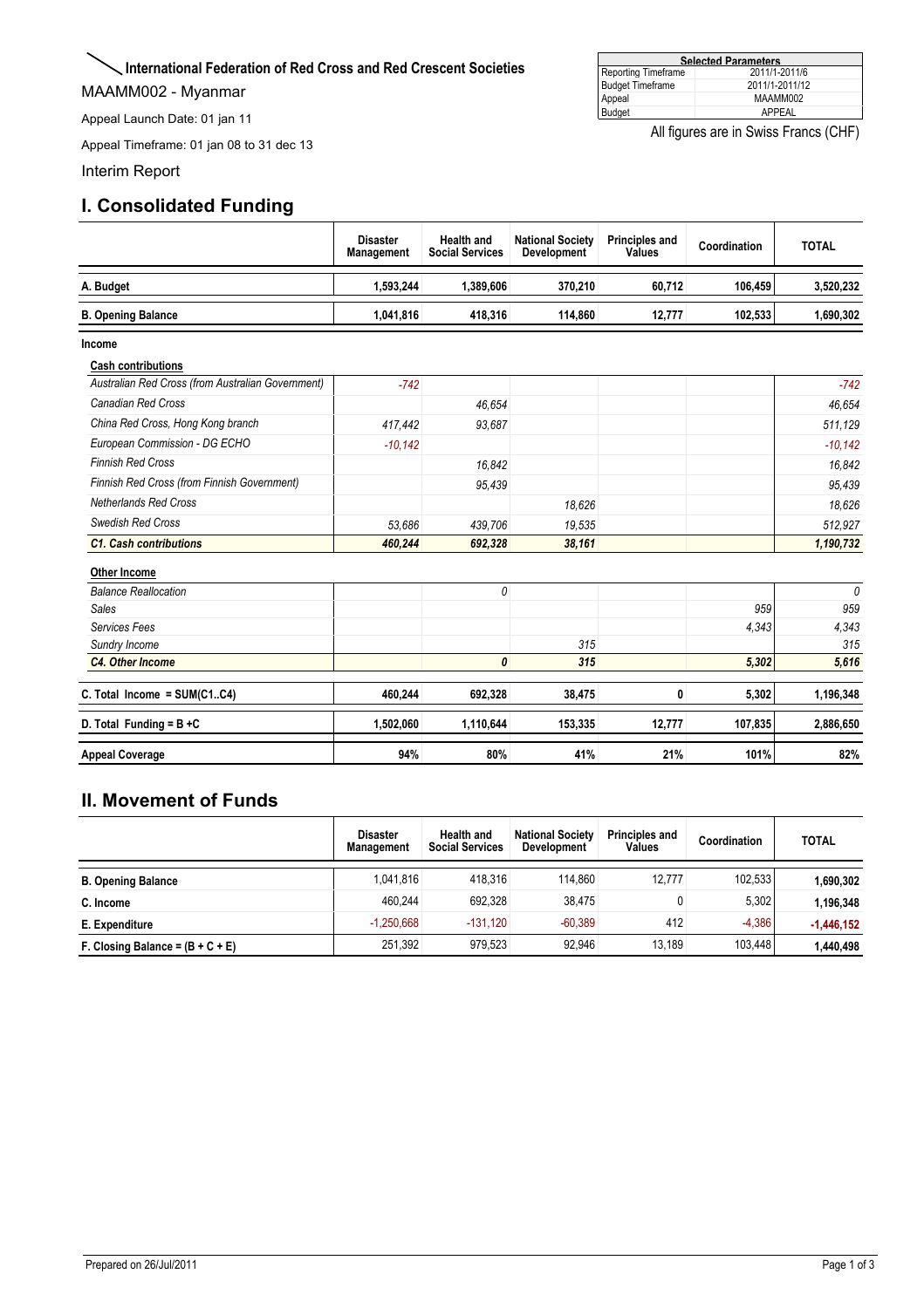**International Federation of Red Cross and Red Crescent Societies**

MAAMM002 - Myanmar

Appeal Launch Date: 01 jan 11

Appeal Timeframe: 01 jan 08 to 31 dec 13

Interim Report

| Selected Parameters | |
|---|---|
| Reporting Timeframe | 2011/1-2011/6 |
| Budget Timeframe | 2011/1-2011/12 |
| Appeal | MAAMM002 |
| Budget | APPEAL |

All figures are in Swiss Francs (CHF)

## I. Consolidated Funding

| | Disaster Management | Health and Social Services | National Society Development | Principles and Values | Coordination | TOTAL |
|---|---|---|---|---|---|---|
| **A. Budget** | **1,593,244** | **1,389,606** | **370,210** | **60,712** | **106,459** | **3,520,232** |
| **B. Opening Balance** | **1,041,816** | **418,316** | **114,860** | **12,777** | **102,533** | **1,690,302** |
| **Income** | | | | | | |
| **Cash contributions** | | | | | | |
| *Australian Red Cross (from Australian Government)* | *-742* | | | | | *-742* |
| *Canadian Red Cross* | | *46,654* | | | | *46,654* |
| *China Red Cross, Hong Kong branch* | *417,442* | *93,687* | | | | *511,129* |
| *European Commission - DG ECHO* | *-10,142* | | | | | *-10,142* |
| *Finnish Red Cross* | | *16,842* | | | | *16,842* |
| *Finnish Red Cross (from Finnish Government)* | | *95,439* | | | | *95,439* |
| *Netherlands Red Cross* | | | *18,626* | | | *18,626* |
| *Swedish Red Cross* | *53,686* | *439,706* | *19,535* | | | *512,927* |
| ***C1. Cash contributions*** | ***460,244*** | ***692,328*** | ***38,161*** | | | ***1,190,732*** |
| **Other Income** | | | | | | |
| *Balance Reallocation* | | *0* | | | | *0* |
| *Sales* | | | | | *959* | *959* |
| *Services Fees* | | | | | *4,343* | *4,343* |
| *Sundry Income* | | | *315* | | | *315* |
| ***C4. Other Income*** | | ***0*** | ***315*** | | ***5,302*** | ***5,616*** |
| **C. Total Income = SUM(C1..C4)** | **460,244** | **692,328** | **38,475** | **0** | **5,302** | **1,196,348** |
| **D. Total Funding = B +C** | **1,502,060** | **1,110,644** | **153,335** | **12,777** | **107,835** | **2,886,650** |
| **Appeal Coverage** | **94%** | **80%** | **41%** | **21%** | **101%** | **82%** |

## II. Movement of Funds

| | Disaster Management | Health and Social Services | National Society Development | Principles and Values | Coordination | TOTAL |
|---|---|---|---|---|---|---|
| **B. Opening Balance** | 1,041,816 | 418,316 | 114,860 | 12,777 | 102,533 | **1,690,302** |
| **C. Income** | 460,244 | 692,328 | 38,475 | 0 | 5,302 | **1,196,348** |
| **E. Expenditure** | -1,250,668 | -131,120 | -60,389 | 412 | -4,386 | **-1,446,152** |
| **F. Closing Balance = (B + C + E)** | 251,392 | 979,523 | 92,946 | 13,189 | 103,448 | **1,440,498** |

Prepared on 26/Jul/2011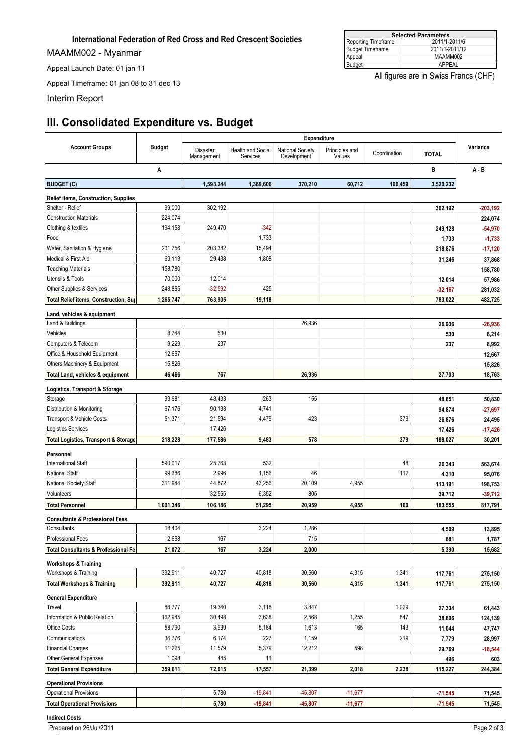**International Federation of Red Cross and Red Crescent Societies**

MAAMM002 - Myanmar

Appeal Launch Date: 01 jan 11

Appeal Timeframe: 01 jan 08 to 31 dec 13

Interim Report

| Selected Parameters | |
|---|---|
| Reporting Timeframe | 2011/1-2011/6 |
| Budget Timeframe | 2011/1-2011/12 |
| Appeal | MAAMM002 |
| Budget | APPEAL |

All figures are in Swiss Francs (CHF)

## III. Consolidated Expenditure vs. Budget

| Account Groups | Budget | Expenditure | | | | | | Variance |
|---|---|---|---|---|---|---|---|---|
| | | Disaster Management | Health and Social Services | National Society Development | Principles and Values | Coordination | TOTAL | |
| | A | | | | | | B | A - B |
| **BUDGET (C)** | | **1,593,244** | **1,389,606** | **370,210** | **60,712** | **106,459** | **3,520,232** | |
| **Relief items, Construction, Supplies** | | | | | | | | |
| Shelter - Relief | 99,000 | 302,192 | | | | | 302,192 | -203,192 |
| Construction Materials | 224,074 | | | | | | | 224,074 |
| Clothing & textiles | 194,158 | 249,470 | -342 | | | | 249,128 | -54,970 |
| Food | | | 1,733 | | | | 1,733 | -1,733 |
| Water, Sanitation & Hygiene | 201,756 | 203,382 | 15,494 | | | | 218,876 | -17,120 |
| Medical & First Aid | 69,113 | 29,438 | 1,808 | | | | 31,246 | 37,868 |
| Teaching Materials | 158,780 | | | | | | | 158,780 |
| Utensils & Tools | 70,000 | 12,014 | | | | | 12,014 | 57,986 |
| Other Supplies & Services | 248,865 | -32,592 | 425 | | | | -32,167 | 281,032 |
| **Total Relief items, Construction, Sup** | **1,265,747** | **763,905** | **19,118** | | | | **783,022** | **482,725** |
| **Land, vehicles & equipment** | | | | | | | | |
| Land & Buildings | | | | 26,936 | | | 26,936 | -26,936 |
| Vehicles | 8,744 | 530 | | | | | 530 | 8,214 |
| Computers & Telecom | 9,229 | 237 | | | | | 237 | 8,992 |
| Office & Household Equipment | 12,667 | | | | | | | 12,667 |
| Others Machinery & Equipment | 15,826 | | | | | | | 15,826 |
| **Total Land, vehicles & equipment** | **46,466** | **767** | | **26,936** | | | **27,703** | **18,763** |
| **Logistics, Transport & Storage** | | | | | | | | |
| Storage | 99,681 | 48,433 | 263 | 155 | | | 48,851 | 50,830 |
| Distribution & Monitoring | 67,176 | 90,133 | 4,741 | | | | 94,874 | -27,697 |
| Transport & Vehicle Costs | 51,371 | 21,594 | 4,479 | 423 | | 379 | 26,876 | 24,495 |
| Logistics Services | | 17,426 | | | | | 17,426 | -17,426 |
| **Total Logistics, Transport & Storage** | **218,228** | **177,586** | **9,483** | **578** | | **379** | **188,027** | **30,201** |
| **Personnel** | | | | | | | | |
| International Staff | 590,017 | 25,763 | 532 | | | 48 | 26,343 | 563,674 |
| National Staff | 99,386 | 2,996 | 1,156 | 46 | | 112 | 4,310 | 95,076 |
| National Society Staff | 311,944 | 44,872 | 43,256 | 20,109 | 4,955 | | 113,191 | 198,753 |
| Volunteers | | 32,555 | 6,352 | 805 | | | 39,712 | -39,712 |
| **Total Personnel** | **1,001,346** | **106,186** | **51,295** | **20,959** | **4,955** | **160** | **183,555** | **817,791** |
| **Consultants & Professional Fees** | | | | | | | | |
| Consultants | 18,404 | | 3,224 | 1,286 | | | 4,509 | 13,895 |
| Professional Fees | 2,668 | 167 | | 715 | | | 881 | 1,787 |
| **Total Consultants & Professional Fe** | **21,072** | **167** | **3,224** | **2,000** | | | **5,390** | **15,682** |
| **Workshops & Training** | | | | | | | | |
| Workshops & Training | 392,911 | 40,727 | 40,818 | 30,560 | 4,315 | 1,341 | 117,761 | 275,150 |
| **Total Workshops & Training** | **392,911** | **40,727** | **40,818** | **30,560** | **4,315** | **1,341** | **117,761** | **275,150** |
| **General Expenditure** | | | | | | | | |
| Travel | 88,777 | 19,340 | 3,118 | 3,847 | | 1,029 | 27,334 | 61,443 |
| Information & Public Relation | 162,945 | 30,498 | 3,638 | 2,568 | 1,255 | 847 | 38,806 | 124,139 |
| Office Costs | 58,790 | 3,939 | 5,184 | 1,613 | 165 | 143 | 11,044 | 47,747 |
| Communications | 36,776 | 6,174 | 227 | 1,159 | | 219 | 7,779 | 28,997 |
| Financial Charges | 11,225 | 11,579 | 5,379 | 12,212 | 598 | | 29,769 | -18,544 |
| Other General Expenses | 1,098 | 485 | 11 | | | | 496 | 603 |
| **Total General Expenditure** | **359,611** | **72,015** | **17,557** | **21,399** | **2,018** | **2,238** | **115,227** | **244,384** |
| **Operational Provisions** | | | | | | | | |
| Operational Provisions | | 5,780 | -19,841 | -45,807 | -11,677 | | -71,545 | 71,545 |
| **Total Operational Provisions** | | **5,780** | **-19,841** | **-45,807** | **-11,677** | | **-71,545** | **71,545** |
| **Indirect Costs** | | | | | | | | |

Prepared on 26/Jul/2011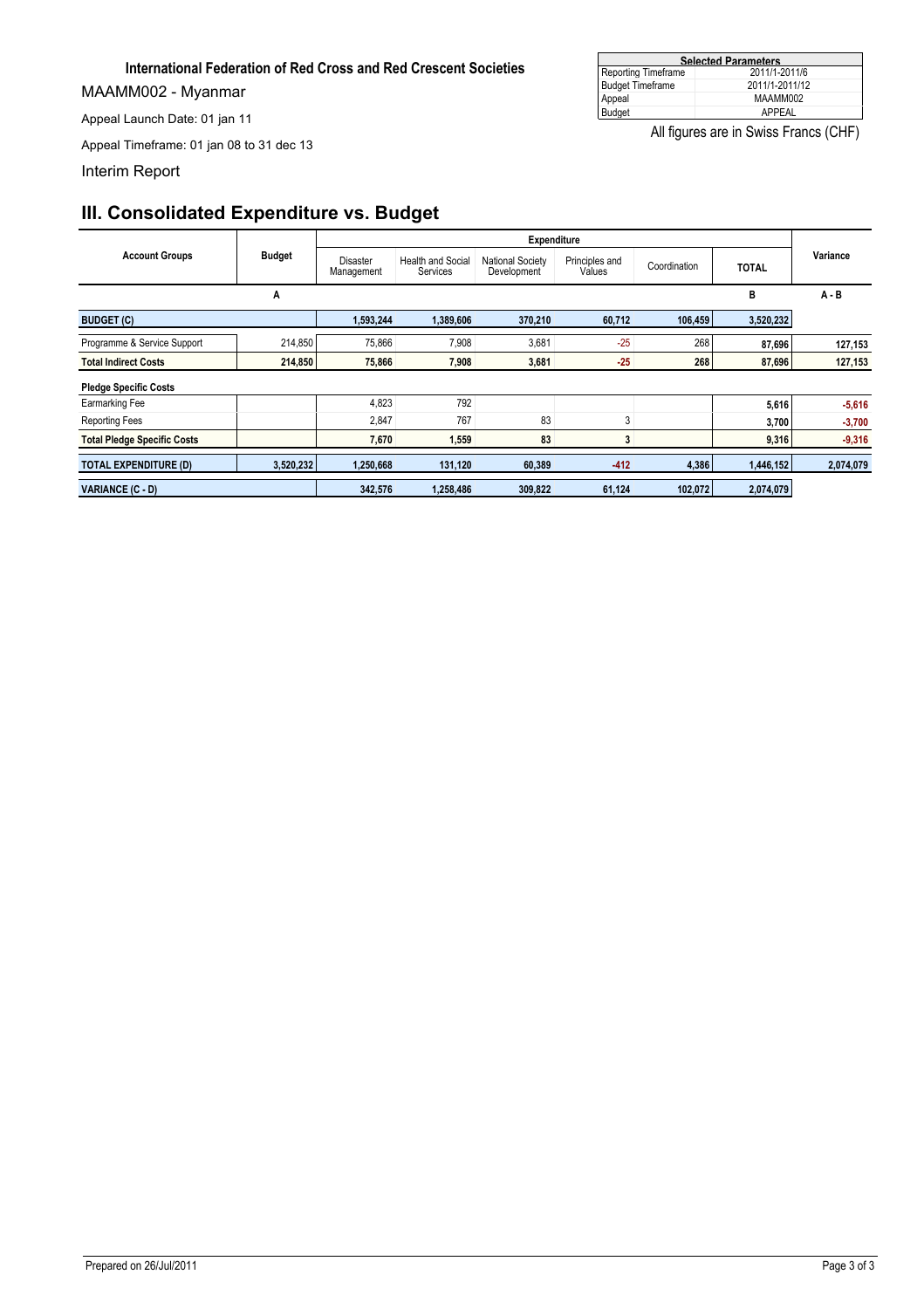**International Federation of Red Cross and Red Crescent Societies**

MAAMM002 - Myanmar

Appeal Launch Date: 01 jan 11

Appeal Timeframe: 01 jan 08 to 31 dec 13

Interim Report

| Selected Parameters | |
|---|---|
| Reporting Timeframe | 2011/1-2011/6 |
| Budget Timeframe | 2011/1-2011/12 |
| Appeal | MAAMM002 |
| Budget | APPEAL |

All figures are in Swiss Francs (CHF)

## III. Consolidated Expenditure vs. Budget

| Account Groups | Budget | Expenditure | | | | | | Variance |
|---|---|---|---|---|---|---|---|---|
| | | Disaster Management | Health and Social Services | National Society Development | Principles and Values | Coordination | TOTAL | |
| | A | | | | | | B | A - B |
| **BUDGET (C)** | | **1,593,244** | **1,389,606** | **370,210** | **60,712** | **106,459** | **3,520,232** | |
| Programme & Service Support | 214,850 | 75,866 | 7,908 | 3,681 | -25 | 268 | **87,696** | **127,153** |
| **Total Indirect Costs** | **214,850** | **75,866** | **7,908** | **3,681** | **-25** | **268** | **87,696** | **127,153** |
| **Pledge Specific Costs** | | | | | | | | |
| Earmarking Fee | | 4,823 | 792 | | | | **5,616** | **-5,616** |
| Reporting Fees | | 2,847 | 767 | 83 | 3 | | **3,700** | **-3,700** |
| **Total Pledge Specific Costs** | | **7,670** | **1,559** | **83** | **3** | | **9,316** | **-9,316** |
| **TOTAL EXPENDITURE (D)** | **3,520,232** | **1,250,668** | **131,120** | **60,389** | **-412** | **4,386** | **1,446,152** | **2,074,079** |
| **VARIANCE (C - D)** | | **342,576** | **1,258,486** | **309,822** | **61,124** | **102,072** | **2,074,079** | |

Prepared on 26/Jul/2011